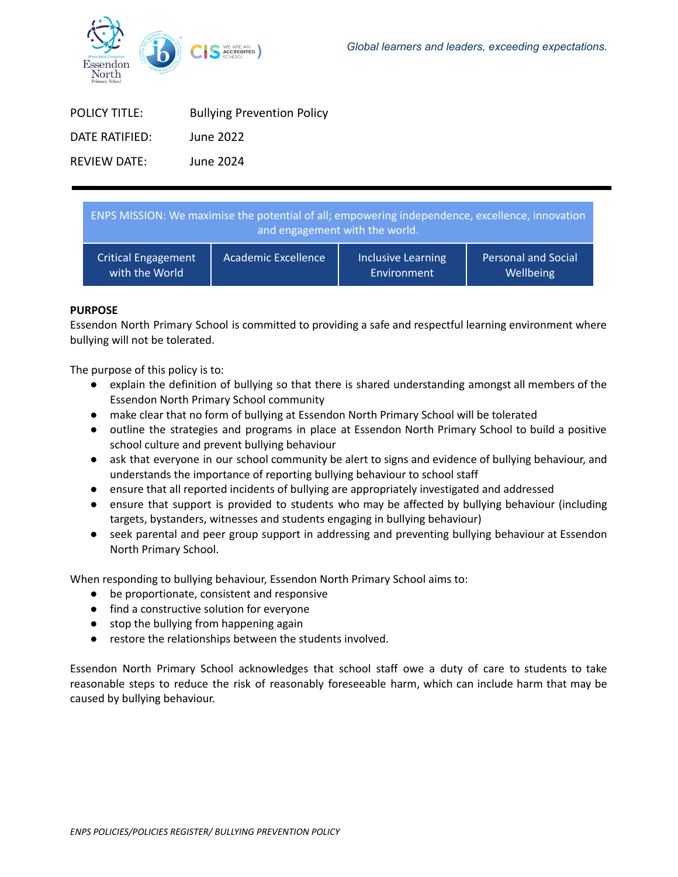Global learners and leaders, exceeding expectations.

| | |
|---|---|
| POLICY TITLE: | Bullying Prevention Policy |
| DATE RATIFIED: | June 2022 |
| REVIEW DATE: | June 2024 |

| ENPS MISSION: We maximise the potential of all; empowering independence, excellence, innovation and engagement with the world. | | | |
|---|---|---|---|
| Critical Engagement with the World | Academic Excellence | Inclusive Learning Environment | Personal and Social Wellbeing |

**PURPOSE**

Essendon North Primary School is committed to providing a safe and respectful learning environment where bullying will not be tolerated.

The purpose of this policy is to:

- explain the definition of bullying so that there is shared understanding amongst all members of the Essendon North Primary School community
- make clear that no form of bullying at Essendon North Primary School will be tolerated
- outline the strategies and programs in place at Essendon North Primary School to build a positive school culture and prevent bullying behaviour
- ask that everyone in our school community be alert to signs and evidence of bullying behaviour, and understands the importance of reporting bullying behaviour to school staff
- ensure that all reported incidents of bullying are appropriately investigated and addressed
- ensure that support is provided to students who may be affected by bullying behaviour (including targets, bystanders, witnesses and students engaging in bullying behaviour)
- seek parental and peer group support in addressing and preventing bullying behaviour at Essendon North Primary School.

When responding to bullying behaviour, Essendon North Primary School aims to:

- be proportionate, consistent and responsive
- find a constructive solution for everyone
- stop the bullying from happening again
- restore the relationships between the students involved.

Essendon North Primary School acknowledges that school staff owe a duty of care to students to take reasonable steps to reduce the risk of reasonably foreseeable harm, which can include harm that may be caused by bullying behaviour.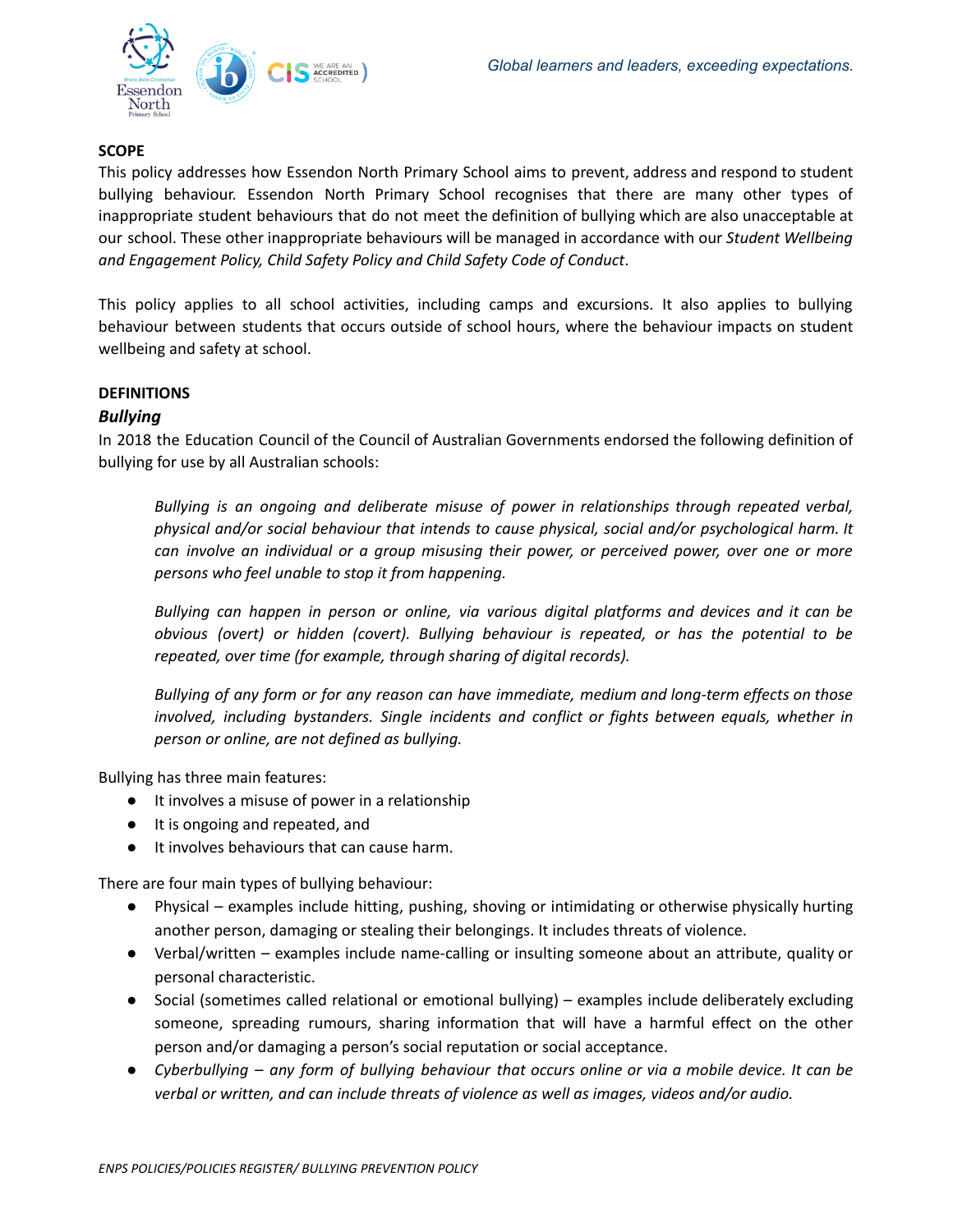## SCOPE

This policy addresses how Essendon North Primary School aims to prevent, address and respond to student bullying behaviour. Essendon North Primary School recognises that there are many other types of inappropriate student behaviours that do not meet the definition of bullying which are also unacceptable at our school. These other inappropriate behaviours will be managed in accordance with our *Student Wellbeing and Engagement Policy, Child Safety Policy and Child Safety Code of Conduct*.

This policy applies to all school activities, including camps and excursions. It also applies to bullying behaviour between students that occurs outside of school hours, where the behaviour impacts on student wellbeing and safety at school.

## DEFINITIONS

### *Bullying*

In 2018 the Education Council of the Council of Australian Governments endorsed the following definition of bullying for use by all Australian schools:

> *Bullying is an ongoing and deliberate misuse of power in relationships through repeated verbal, physical and/or social behaviour that intends to cause physical, social and/or psychological harm. It can involve an individual or a group misusing their power, or perceived power, over one or more persons who feel unable to stop it from happening.*
>
> *Bullying can happen in person or online, via various digital platforms and devices and it can be obvious (overt) or hidden (covert). Bullying behaviour is repeated, or has the potential to be repeated, over time (for example, through sharing of digital records).*
>
> *Bullying of any form or for any reason can have immediate, medium and long-term effects on those involved, including bystanders. Single incidents and conflict or fights between equals, whether in person or online, are not defined as bullying.*

Bullying has three main features:

- It involves a misuse of power in a relationship
- It is ongoing and repeated, and
- It involves behaviours that can cause harm.

There are four main types of bullying behaviour:

- Physical – examples include hitting, pushing, shoving or intimidating or otherwise physically hurting another person, damaging or stealing their belongings. It includes threats of violence.
- Verbal/written – examples include name-calling or insulting someone about an attribute, quality or personal characteristic.
- Social (sometimes called relational or emotional bullying) – examples include deliberately excluding someone, spreading rumours, sharing information that will have a harmful effect on the other person and/or damaging a person's social reputation or social acceptance.
- *Cyberbullying – any form of bullying behaviour that occurs online or via a mobile device. It can be verbal or written, and can include threats of violence as well as images, videos and/or audio.*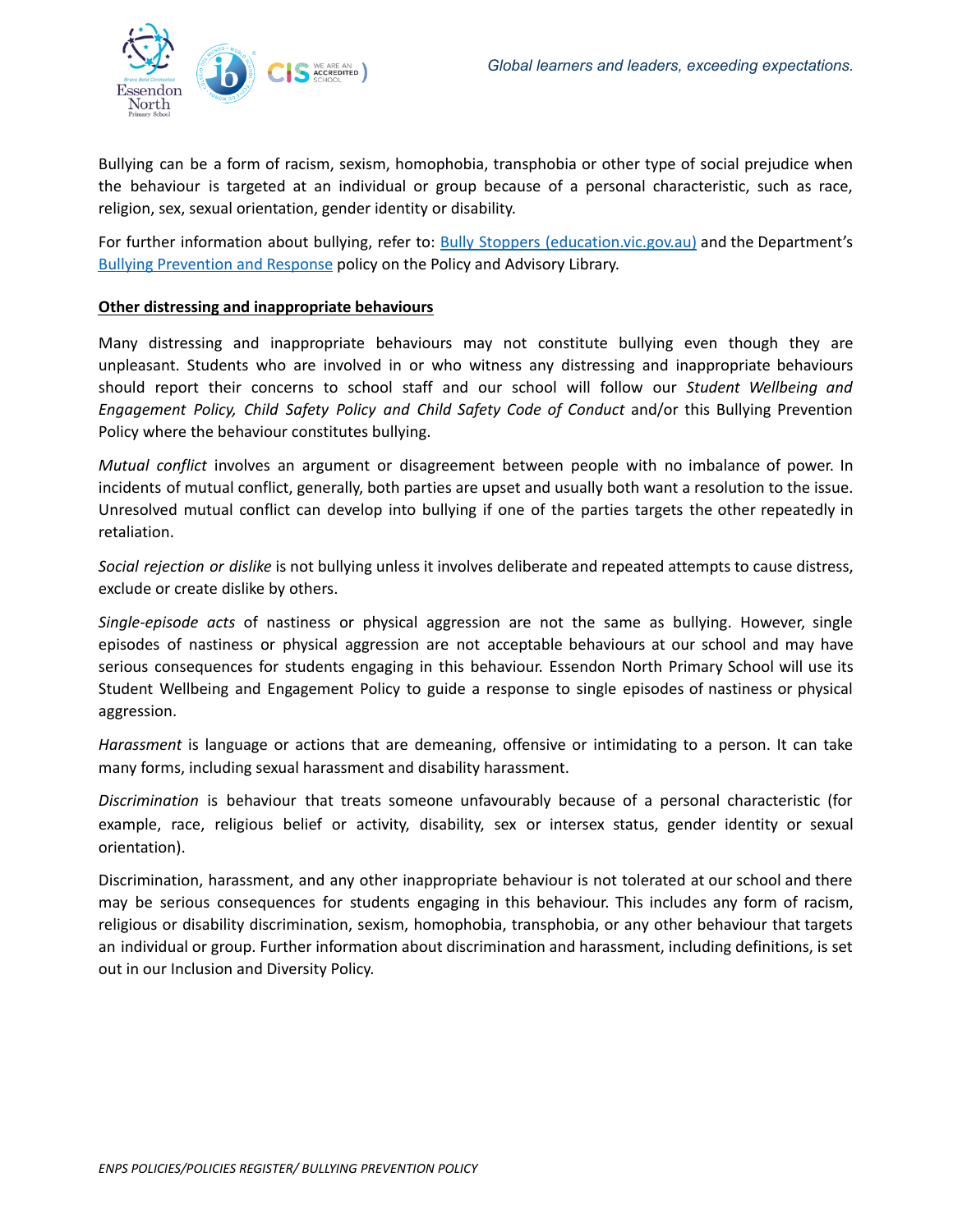Bullying can be a form of racism, sexism, homophobia, transphobia or other type of social prejudice when the behaviour is targeted at an individual or group because of a personal characteristic, such as race, religion, sex, sexual orientation, gender identity or disability.

For further information about bullying, refer to: [Bully Stoppers (education.vic.gov.au)]() and the Department's [Bullying Prevention and Response]() policy on the Policy and Advisory Library.

**Other distressing and inappropriate behaviours**

Many distressing and inappropriate behaviours may not constitute bullying even though they are unpleasant. Students who are involved in or who witness any distressing and inappropriate behaviours should report their concerns to school staff and our school will follow our *Student Wellbeing and Engagement Policy, Child Safety Policy and Child Safety Code of Conduct* and/or this Bullying Prevention Policy where the behaviour constitutes bullying.

*Mutual conflict* involves an argument or disagreement between people with no imbalance of power. In incidents of mutual conflict, generally, both parties are upset and usually both want a resolution to the issue. Unresolved mutual conflict can develop into bullying if one of the parties targets the other repeatedly in retaliation.

*Social rejection or dislike* is not bullying unless it involves deliberate and repeated attempts to cause distress, exclude or create dislike by others.

*Single-episode acts* of nastiness or physical aggression are not the same as bullying. However, single episodes of nastiness or physical aggression are not acceptable behaviours at our school and may have serious consequences for students engaging in this behaviour. Essendon North Primary School will use its Student Wellbeing and Engagement Policy to guide a response to single episodes of nastiness or physical aggression.

*Harassment* is language or actions that are demeaning, offensive or intimidating to a person. It can take many forms, including sexual harassment and disability harassment.

*Discrimination* is behaviour that treats someone unfavourably because of a personal characteristic (for example, race, religious belief or activity, disability, sex or intersex status, gender identity or sexual orientation).

Discrimination, harassment, and any other inappropriate behaviour is not tolerated at our school and there may be serious consequences for students engaging in this behaviour. This includes any form of racism, religious or disability discrimination, sexism, homophobia, transphobia, or any other behaviour that targets an individual or group. Further information about discrimination and harassment, including definitions, is set out in our Inclusion and Diversity Policy.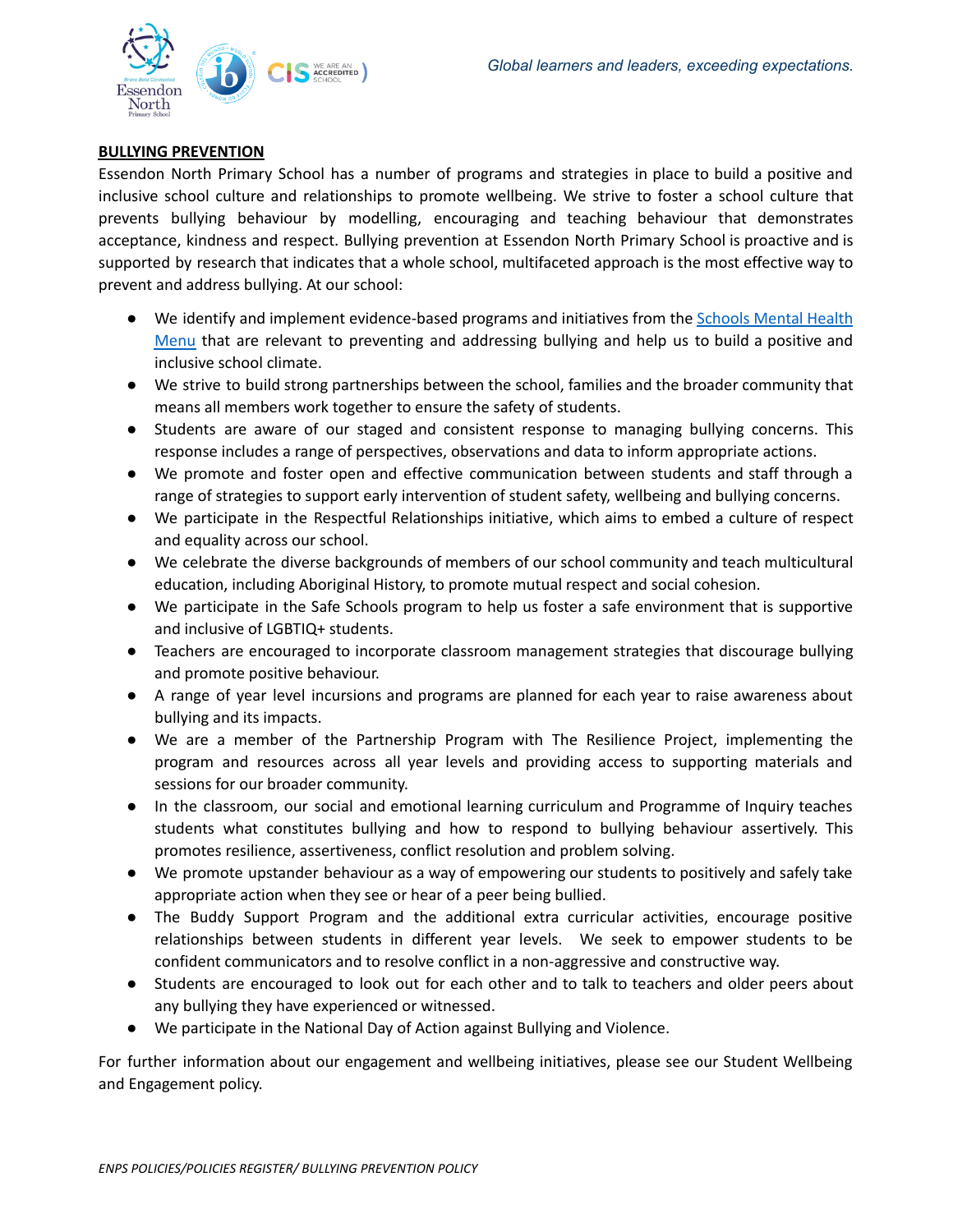## BULLYING PREVENTION

Essendon North Primary School has a number of programs and strategies in place to build a positive and inclusive school culture and relationships to promote wellbeing. We strive to foster a school culture that prevents bullying behaviour by modelling, encouraging and teaching behaviour that demonstrates acceptance, kindness and respect. Bullying prevention at Essendon North Primary School is proactive and is supported by research that indicates that a whole school, multifaceted approach is the most effective way to prevent and address bullying. At our school:

- We identify and implement evidence-based programs and initiatives from the Schools Mental Health Menu that are relevant to preventing and addressing bullying and help us to build a positive and inclusive school climate.
- We strive to build strong partnerships between the school, families and the broader community that means all members work together to ensure the safety of students.
- Students are aware of our staged and consistent response to managing bullying concerns. This response includes a range of perspectives, observations and data to inform appropriate actions.
- We promote and foster open and effective communication between students and staff through a range of strategies to support early intervention of student safety, wellbeing and bullying concerns.
- We participate in the Respectful Relationships initiative, which aims to embed a culture of respect and equality across our school.
- We celebrate the diverse backgrounds of members of our school community and teach multicultural education, including Aboriginal History, to promote mutual respect and social cohesion.
- We participate in the Safe Schools program to help us foster a safe environment that is supportive and inclusive of LGBTIQ+ students.
- Teachers are encouraged to incorporate classroom management strategies that discourage bullying and promote positive behaviour.
- A range of year level incursions and programs are planned for each year to raise awareness about bullying and its impacts.
- We are a member of the Partnership Program with The Resilience Project, implementing the program and resources across all year levels and providing access to supporting materials and sessions for our broader community.
- In the classroom, our social and emotional learning curriculum and Programme of Inquiry teaches students what constitutes bullying and how to respond to bullying behaviour assertively. This promotes resilience, assertiveness, conflict resolution and problem solving.
- We promote upstander behaviour as a way of empowering our students to positively and safely take appropriate action when they see or hear of a peer being bullied.
- The Buddy Support Program and the additional extra curricular activities, encourage positive relationships between students in different year levels. We seek to empower students to be confident communicators and to resolve conflict in a non-aggressive and constructive way.
- Students are encouraged to look out for each other and to talk to teachers and older peers about any bullying they have experienced or witnessed.
- We participate in the National Day of Action against Bullying and Violence.

For further information about our engagement and wellbeing initiatives, please see our Student Wellbeing and Engagement policy.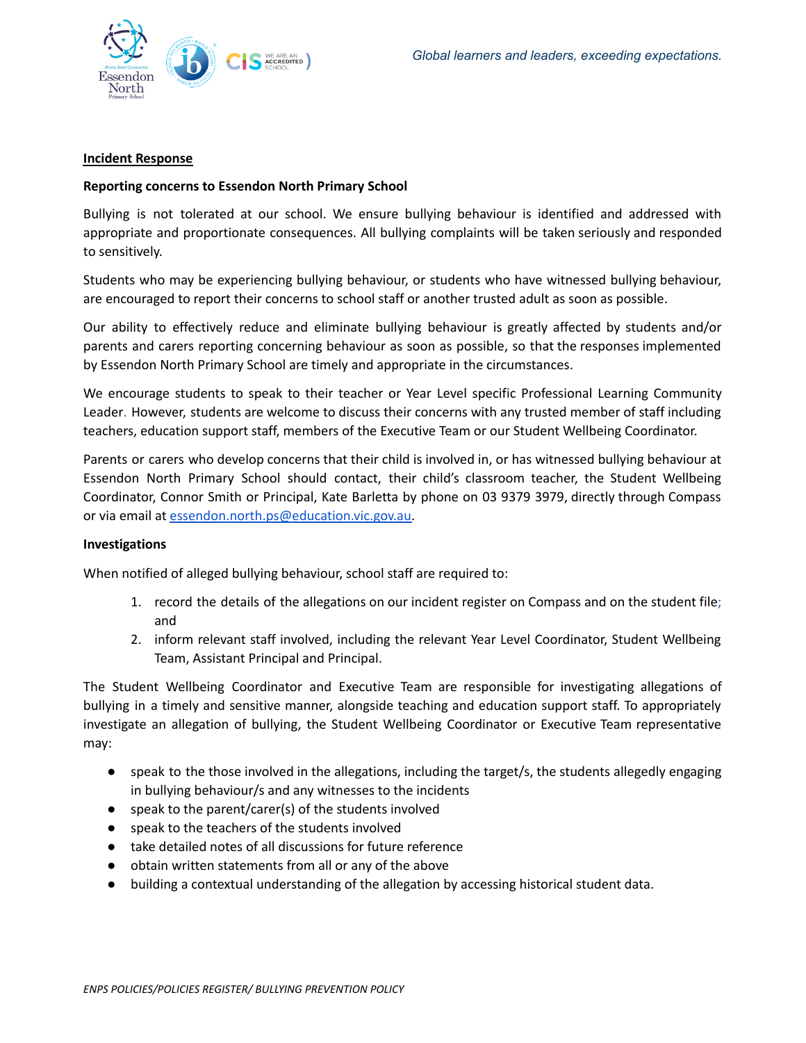## Incident Response

**Reporting concerns to Essendon North Primary School**

Bullying is not tolerated at our school. We ensure bullying behaviour is identified and addressed with appropriate and proportionate consequences. All bullying complaints will be taken seriously and responded to sensitively.

Students who may be experiencing bullying behaviour, or students who have witnessed bullying behaviour, are encouraged to report their concerns to school staff or another trusted adult as soon as possible.

Our ability to effectively reduce and eliminate bullying behaviour is greatly affected by students and/or parents and carers reporting concerning behaviour as soon as possible, so that the responses implemented by Essendon North Primary School are timely and appropriate in the circumstances.

We encourage students to speak to their teacher or Year Level specific Professional Learning Community Leader. However, students are welcome to discuss their concerns with any trusted member of staff including teachers, education support staff, members of the Executive Team or our Student Wellbeing Coordinator.

Parents or carers who develop concerns that their child is involved in, or has witnessed bullying behaviour at Essendon North Primary School should contact, their child's classroom teacher, the Student Wellbeing Coordinator, Connor Smith or Principal, Kate Barletta by phone on 03 9379 3979, directly through Compass or via email at essendon.north.ps@education.vic.gov.au.

**Investigations**

When notified of alleged bullying behaviour, school staff are required to:

1. record the details of the allegations on our incident register on Compass and on the student file; and
2. inform relevant staff involved, including the relevant Year Level Coordinator, Student Wellbeing Team, Assistant Principal and Principal.

The Student Wellbeing Coordinator and Executive Team are responsible for investigating allegations of bullying in a timely and sensitive manner, alongside teaching and education support staff. To appropriately investigate an allegation of bullying, the Student Wellbeing Coordinator or Executive Team representative may:

- speak to the those involved in the allegations, including the target/s, the students allegedly engaging in bullying behaviour/s and any witnesses to the incidents
- speak to the parent/carer(s) of the students involved
- speak to the teachers of the students involved
- take detailed notes of all discussions for future reference
- obtain written statements from all or any of the above
- building a contextual understanding of the allegation by accessing historical student data.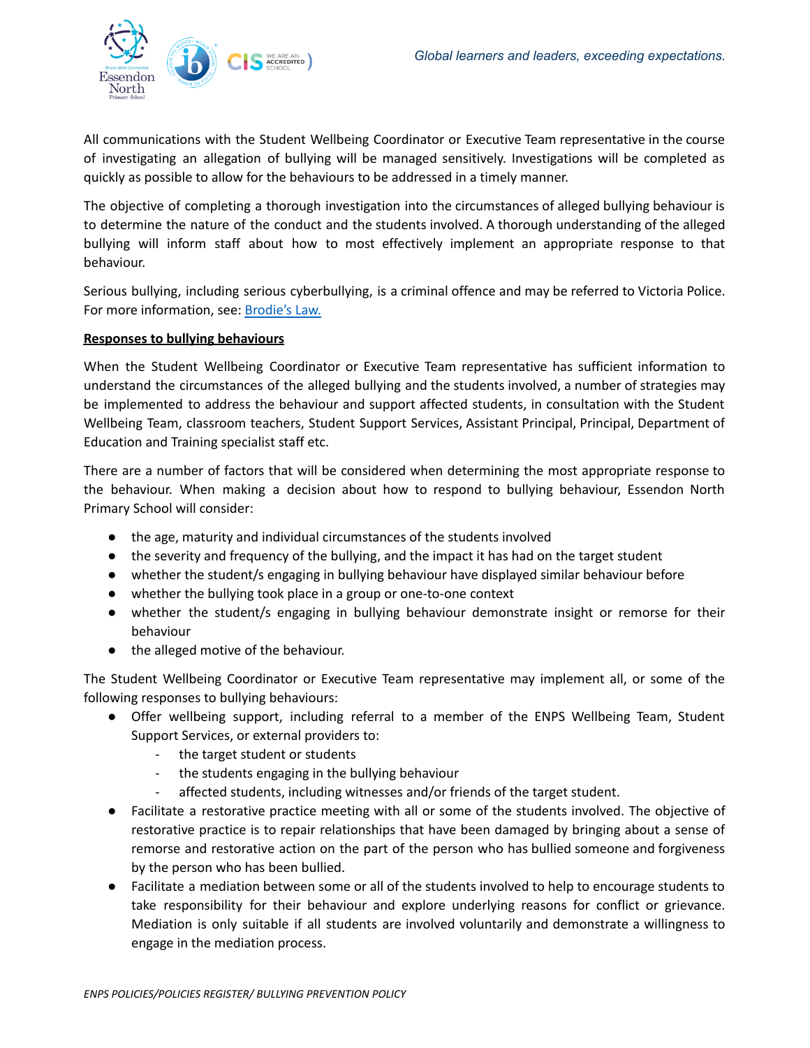All communications with the Student Wellbeing Coordinator or Executive Team representative in the course of investigating an allegation of bullying will be managed sensitively. Investigations will be completed as quickly as possible to allow for the behaviours to be addressed in a timely manner.

The objective of completing a thorough investigation into the circumstances of alleged bullying behaviour is to determine the nature of the conduct and the students involved. A thorough understanding of the alleged bullying will inform staff about how to most effectively implement an appropriate response to that behaviour.

Serious bullying, including serious cyberbullying, is a criminal offence and may be referred to Victoria Police. For more information, see: [Brodie's Law.]

**Responses to bullying behaviours**

When the Student Wellbeing Coordinator or Executive Team representative has sufficient information to understand the circumstances of the alleged bullying and the students involved, a number of strategies may be implemented to address the behaviour and support affected students, in consultation with the Student Wellbeing Team, classroom teachers, Student Support Services, Assistant Principal, Principal, Department of Education and Training specialist staff etc.

There are a number of factors that will be considered when determining the most appropriate response to the behaviour. When making a decision about how to respond to bullying behaviour, Essendon North Primary School will consider:

- the age, maturity and individual circumstances of the students involved
- the severity and frequency of the bullying, and the impact it has had on the target student
- whether the student/s engaging in bullying behaviour have displayed similar behaviour before
- whether the bullying took place in a group or one-to-one context
- whether the student/s engaging in bullying behaviour demonstrate insight or remorse for their behaviour
- the alleged motive of the behaviour.

The Student Wellbeing Coordinator or Executive Team representative may implement all, or some of the following responses to bullying behaviours:

- Offer wellbeing support, including referral to a member of the ENPS Wellbeing Team, Student Support Services, or external providers to:
  - the target student or students
  - the students engaging in the bullying behaviour
  - affected students, including witnesses and/or friends of the target student.
- Facilitate a restorative practice meeting with all or some of the students involved. The objective of restorative practice is to repair relationships that have been damaged by bringing about a sense of remorse and restorative action on the part of the person who has bullied someone and forgiveness by the person who has been bullied.
- Facilitate a mediation between some or all of the students involved to help to encourage students to take responsibility for their behaviour and explore underlying reasons for conflict or grievance. Mediation is only suitable if all students are involved voluntarily and demonstrate a willingness to engage in the mediation process.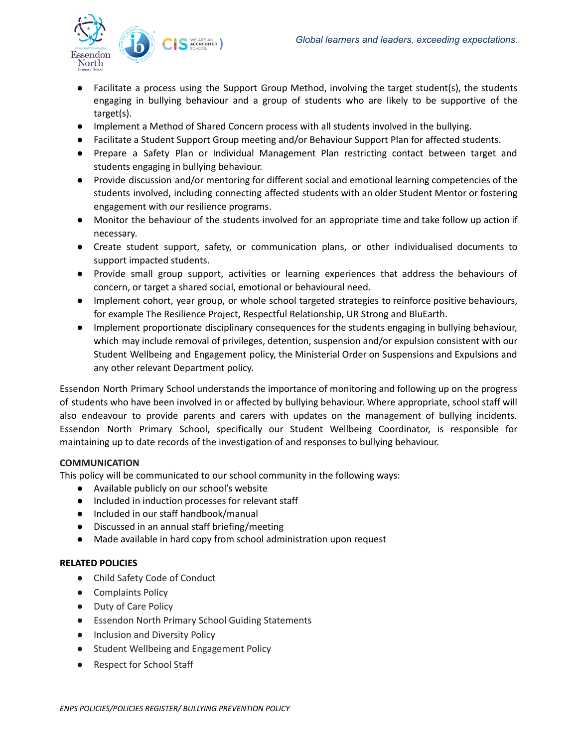- Facilitate a process using the Support Group Method, involving the target student(s), the students engaging in bullying behaviour and a group of students who are likely to be supportive of the target(s).
- Implement a Method of Shared Concern process with all students involved in the bullying.
- Facilitate a Student Support Group meeting and/or Behaviour Support Plan for affected students.
- Prepare a Safety Plan or Individual Management Plan restricting contact between target and students engaging in bullying behaviour.
- Provide discussion and/or mentoring for different social and emotional learning competencies of the students involved, including connecting affected students with an older Student Mentor or fostering engagement with our resilience programs.
- Monitor the behaviour of the students involved for an appropriate time and take follow up action if necessary.
- Create student support, safety, or communication plans, or other individualised documents to support impacted students.
- Provide small group support, activities or learning experiences that address the behaviours of concern, or target a shared social, emotional or behavioural need.
- Implement cohort, year group, or whole school targeted strategies to reinforce positive behaviours, for example The Resilience Project, Respectful Relationship, UR Strong and BluEarth.
- Implement proportionate disciplinary consequences for the students engaging in bullying behaviour, which may include removal of privileges, detention, suspension and/or expulsion consistent with our Student Wellbeing and Engagement policy, the Ministerial Order on Suspensions and Expulsions and any other relevant Department policy.

Essendon North Primary School understands the importance of monitoring and following up on the progress of students who have been involved in or affected by bullying behaviour. Where appropriate, school staff will also endeavour to provide parents and carers with updates on the management of bullying incidents. Essendon North Primary School, specifically our Student Wellbeing Coordinator, is responsible for maintaining up to date records of the investigation of and responses to bullying behaviour.

**COMMUNICATION**

This policy will be communicated to our school community in the following ways:

- Available publicly on our school's website
- Included in induction processes for relevant staff
- Included in our staff handbook/manual
- Discussed in an annual staff briefing/meeting
- Made available in hard copy from school administration upon request

**RELATED POLICIES**

- Child Safety Code of Conduct
- Complaints Policy
- Duty of Care Policy
- Essendon North Primary School Guiding Statements
- Inclusion and Diversity Policy
- Student Wellbeing and Engagement Policy
- Respect for School Staff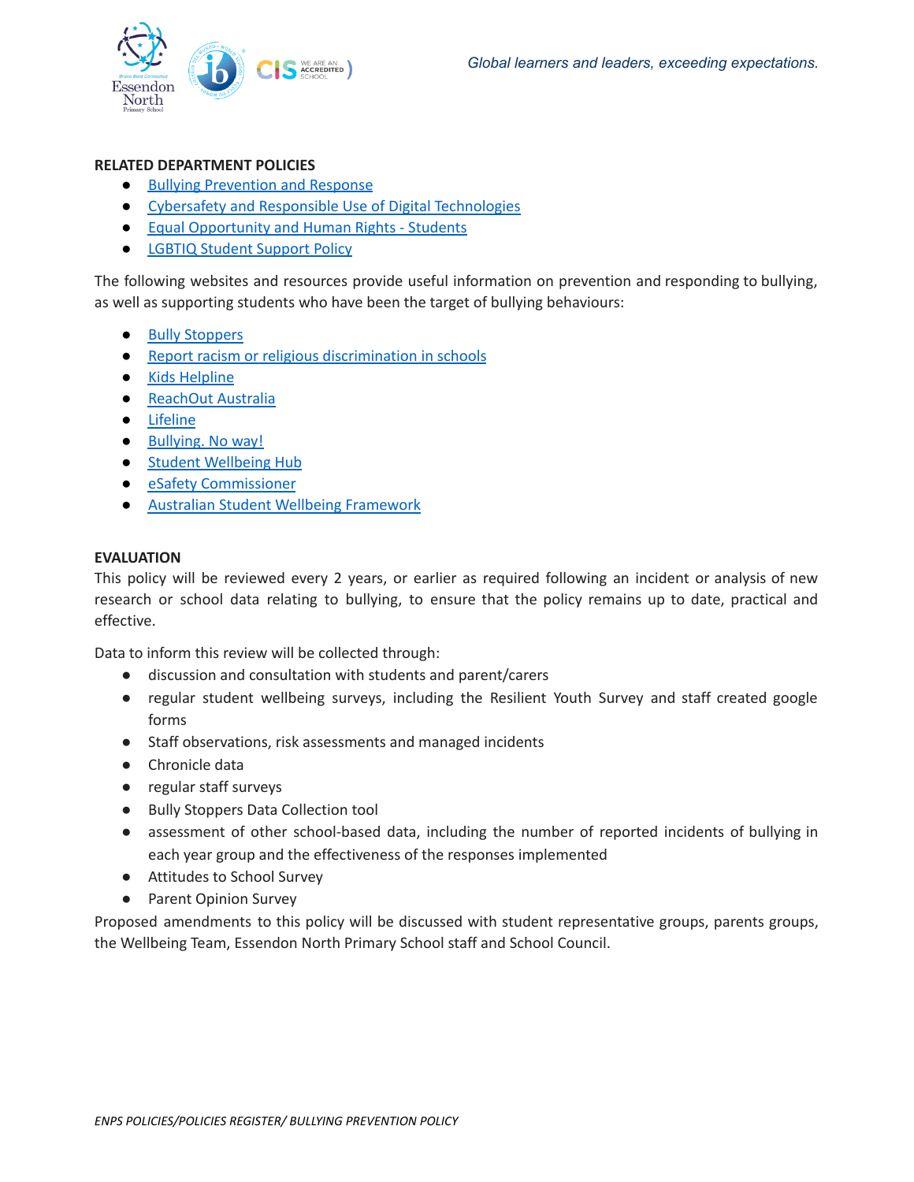## RELATED DEPARTMENT POLICIES

- Bullying Prevention and Response
- Cybersafety and Responsible Use of Digital Technologies
- Equal Opportunity and Human Rights - Students
- LGBTIQ Student Support Policy

The following websites and resources provide useful information on prevention and responding to bullying, as well as supporting students who have been the target of bullying behaviours:

- Bully Stoppers
- Report racism or religious discrimination in schools
- Kids Helpline
- ReachOut Australia
- Lifeline
- Bullying. No way!
- Student Wellbeing Hub
- eSafety Commissioner
- Australian Student Wellbeing Framework

## EVALUATION

This policy will be reviewed every 2 years, or earlier as required following an incident or analysis of new research or school data relating to bullying, to ensure that the policy remains up to date, practical and effective.

Data to inform this review will be collected through:

- discussion and consultation with students and parent/carers
- regular student wellbeing surveys, including the Resilient Youth Survey and staff created google forms
- Staff observations, risk assessments and managed incidents
- Chronicle data
- regular staff surveys
- Bully Stoppers Data Collection tool
- assessment of other school-based data, including the number of reported incidents of bullying in each year group and the effectiveness of the responses implemented
- Attitudes to School Survey
- Parent Opinion Survey

Proposed amendments to this policy will be discussed with student representative groups, parents groups, the Wellbeing Team, Essendon North Primary School staff and School Council.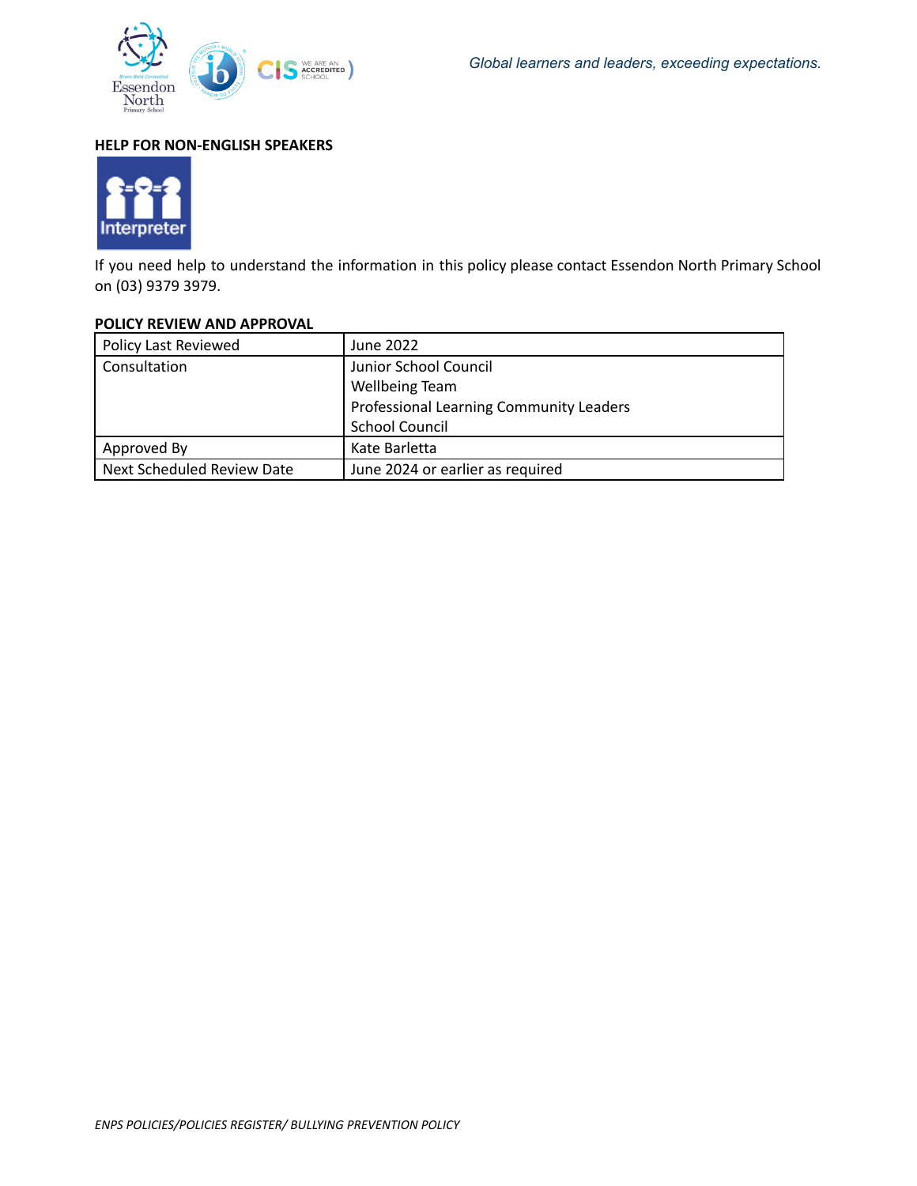**HELP FOR NON-ENGLISH SPEAKERS**

If you need help to understand the information in this policy please contact Essendon North Primary School on (03) 9379 3979.

**POLICY REVIEW AND APPROVAL**

| | |
|---|---|
| Policy Last Reviewed | June 2022 |
| Consultation | Junior School Council<br>Wellbeing Team<br>Professional Learning Community Leaders<br>School Council |
| Approved By | Kate Barletta |
| Next Scheduled Review Date | June 2024 or earlier as required |